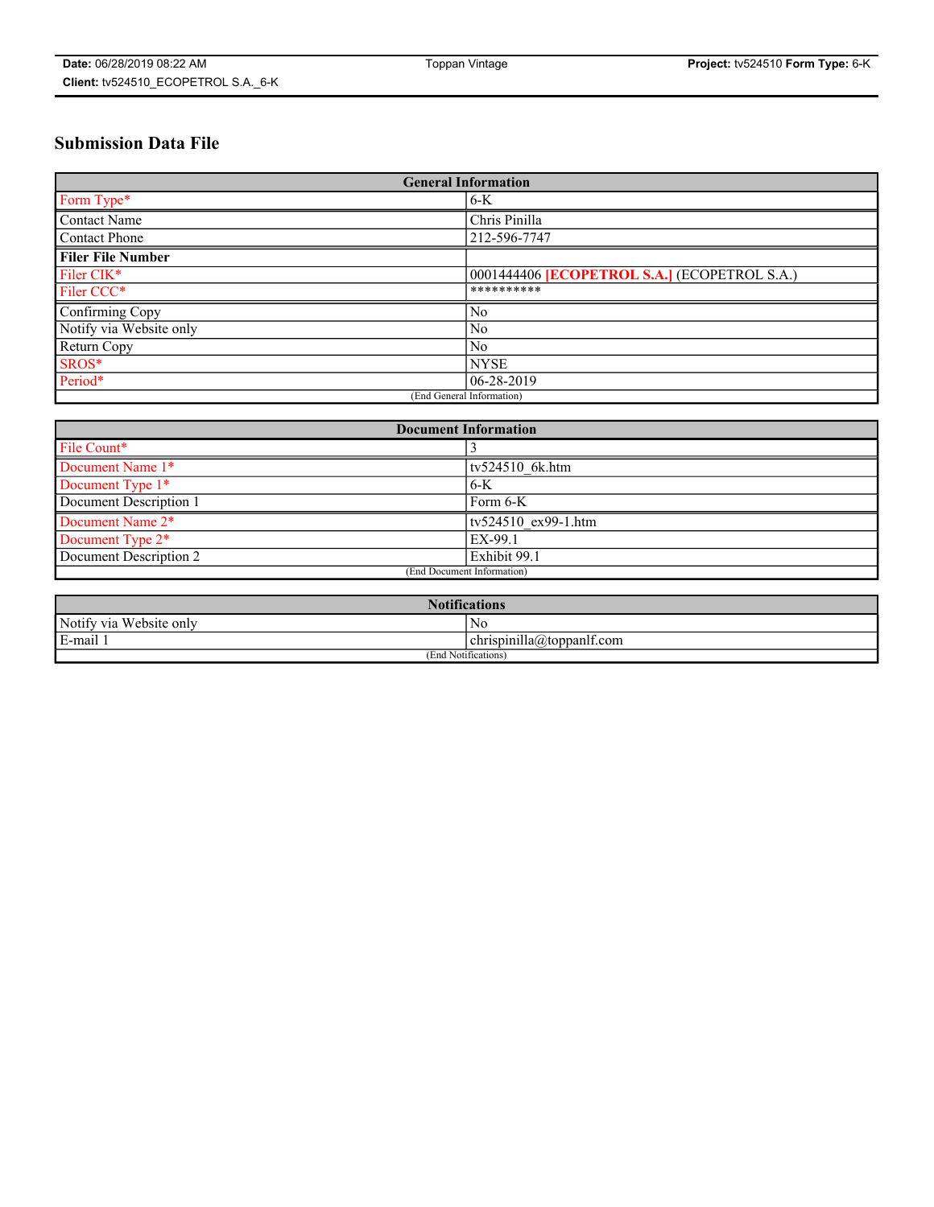Date: 06/28/2019 08:22 AM | Toppan Vintage | Project: tv524510 Form Type: 6-K

Client: tv524510_ECOPETROL S.A._6-K

# Submission Data File

| General Information | |
|---|---|
| Form Type* | 6-K |
| Contact Name | Chris Pinilla |
| Contact Phone | 212-596-7747 |
| **Filer File Number** | |
| Filer CIK* | 0001444406 **[ECOPETROL S.A.]** (ECOPETROL S.A.) |
| Filer CCC* | ********** |
| Confirming Copy | No |
| Notify via Website only | No |
| Return Copy | No |
| SROS* | NYSE |
| Period* | 06-28-2019 |
| (End General Information) | |

| Document Information | |
|---|---|
| File Count* | 3 |
| Document Name 1* | tv524510_6k.htm |
| Document Type 1* | 6-K |
| Document Description 1 | Form 6-K |
| Document Name 2* | tv524510_ex99-1.htm |
| Document Type 2* | EX-99.1 |
| Document Description 2 | Exhibit 99.1 |
| (End Document Information) | |

| Notifications | |
|---|---|
| Notify via Website only | No |
| E-mail 1 | chrispinilla@toppanlf.com |
| (End Notifications) | |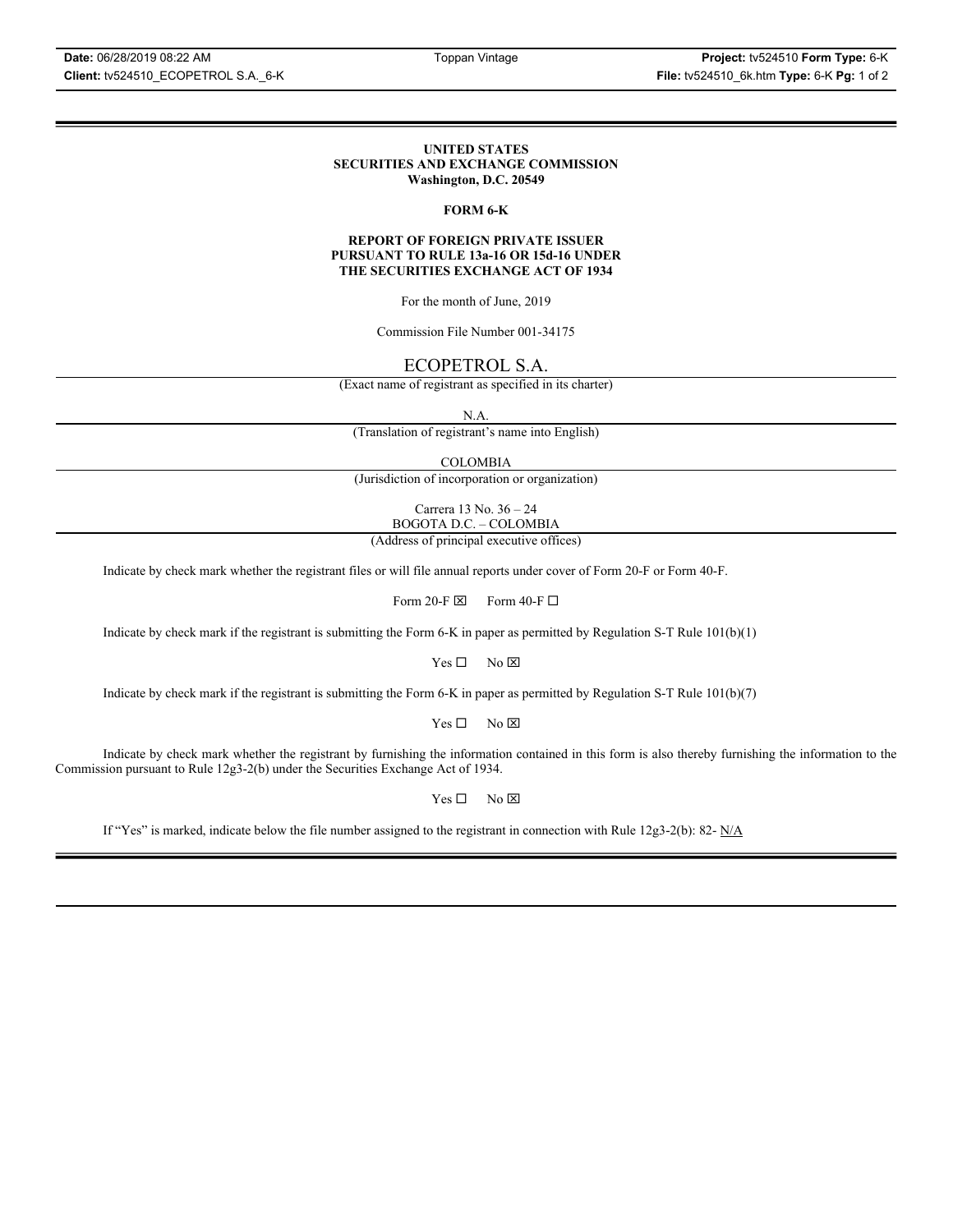**UNITED STATES**
**SECURITIES AND EXCHANGE COMMISSION**
**Washington, D.C. 20549**

**FORM 6-K**

**REPORT OF FOREIGN PRIVATE ISSUER**
**PURSUANT TO RULE 13a-16 OR 15d-16 UNDER**
**THE SECURITIES EXCHANGE ACT OF 1934**

For the month of June, 2019

Commission File Number 001-34175

ECOPETROL S.A.

(Exact name of registrant as specified in its charter)

N.A.

(Translation of registrant's name into English)

COLOMBIA

(Jurisdiction of incorporation or organization)

Carrera 13 No. 36 – 24
BOGOTA D.C. – COLOMBIA

(Address of principal executive offices)

Indicate by check mark whether the registrant files or will file annual reports under cover of Form 20-F or Form 40-F.

Form 20-F ☒ Form 40-F ☐

Indicate by check mark if the registrant is submitting the Form 6-K in paper as permitted by Regulation S-T Rule 101(b)(1)

Yes ☐ No ☒

Indicate by check mark if the registrant is submitting the Form 6-K in paper as permitted by Regulation S-T Rule 101(b)(7)

Yes ☐ No ☒

Indicate by check mark whether the registrant by furnishing the information contained in this form is also thereby furnishing the information to the Commission pursuant to Rule 12g3-2(b) under the Securities Exchange Act of 1934.

Yes ☐ No ☒

If "Yes" is marked, indicate below the file number assigned to the registrant in connection with Rule 12g3-2(b): 82- N/A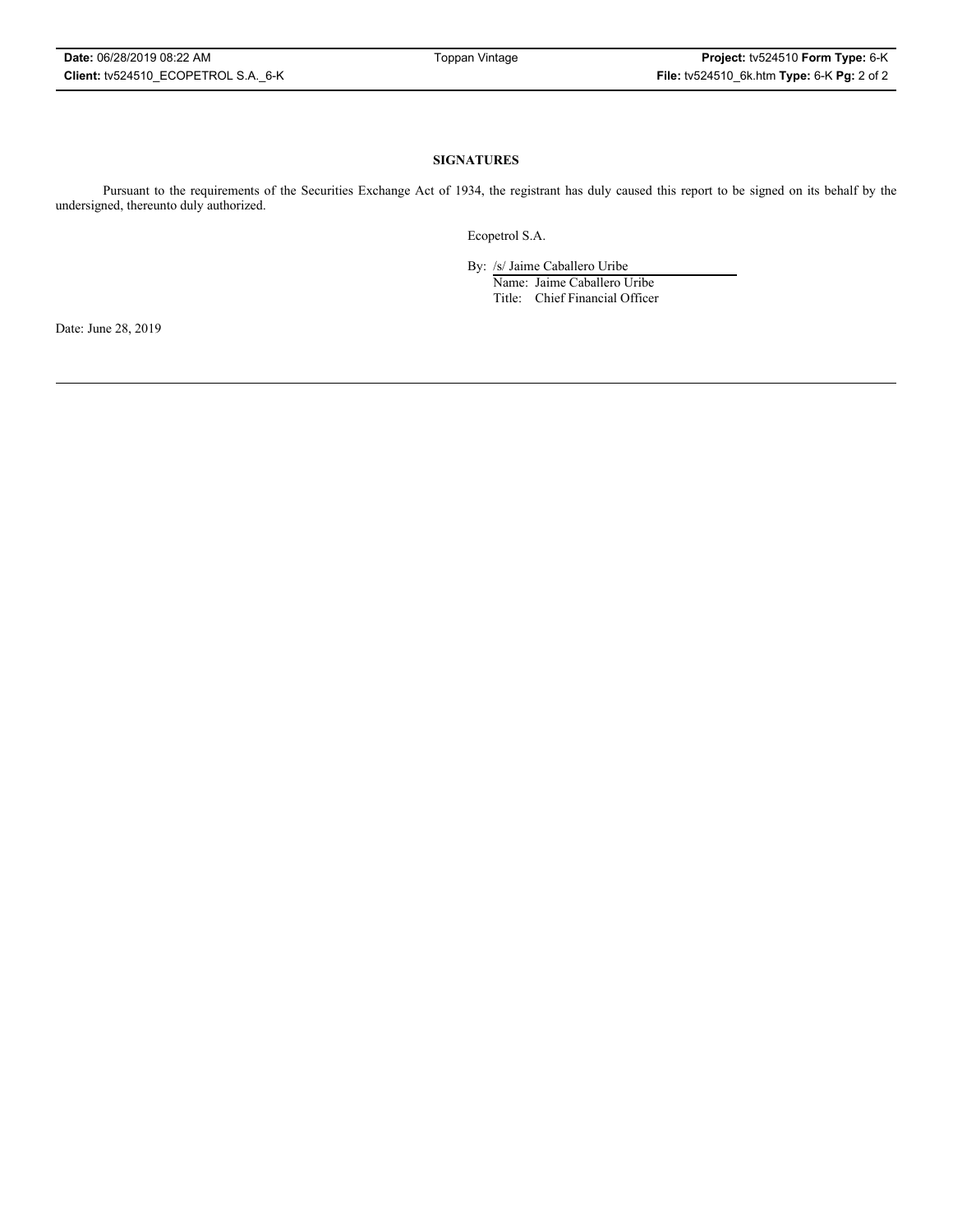**SIGNATURES**

Pursuant to the requirements of the Securities Exchange Act of 1934, the registrant has duly caused this report to be signed on its behalf by the undersigned, thereunto duly authorized.

Ecopetrol S.A.

By: /s/ Jaime Caballero Uribe
Name: Jaime Caballero Uribe
Title: Chief Financial Officer

Date: June 28, 2019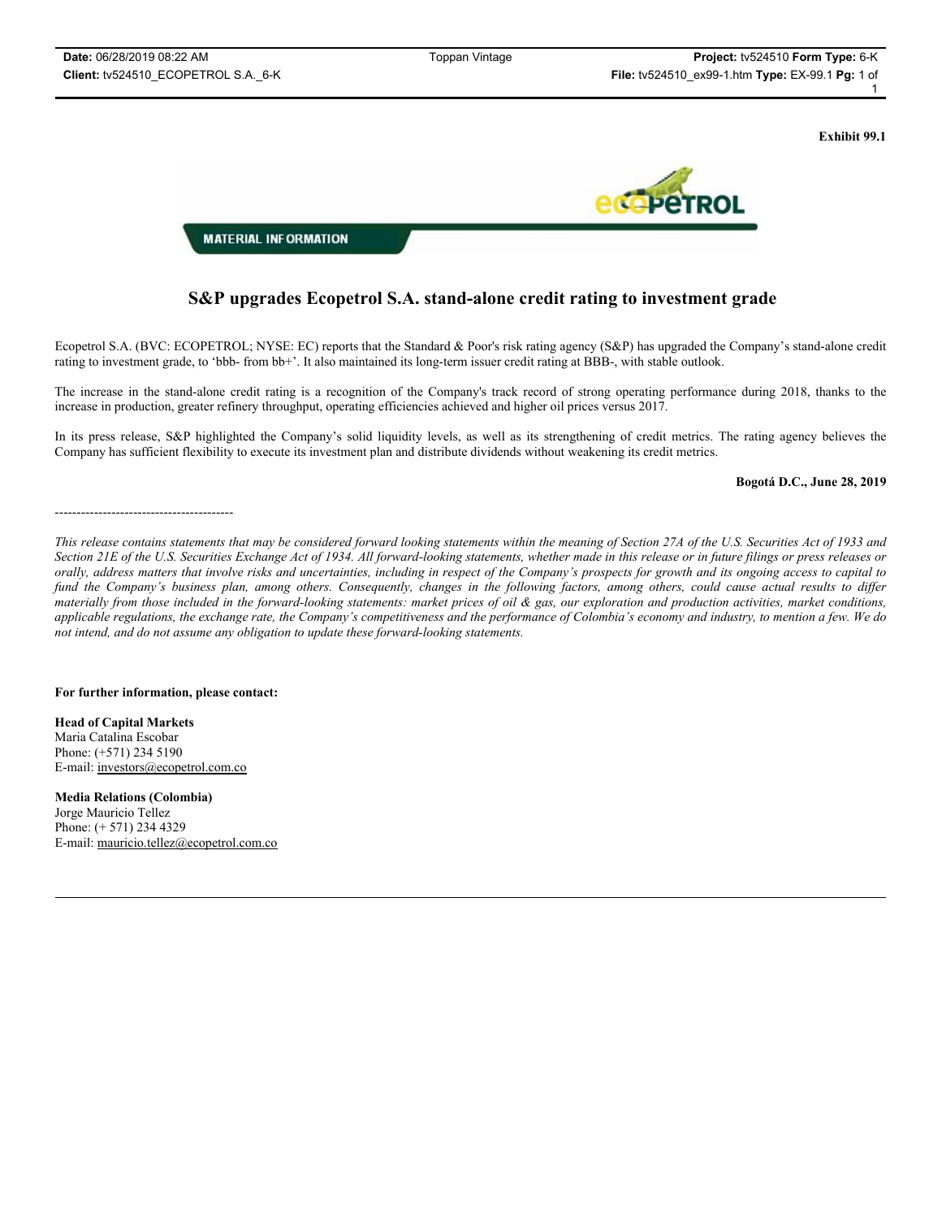**Exhibit 99.1**

MATERIAL INFORMATION

# S&P upgrades Ecopetrol S.A. stand-alone credit rating to investment grade

Ecopetrol S.A. (BVC: ECOPETROL; NYSE: EC) reports that the Standard & Poor's risk rating agency (S&P) has upgraded the Company's stand-alone credit rating to investment grade, to 'bbb- from bb+'. It also maintained its long-term issuer credit rating at BBB-, with stable outlook.

The increase in the stand-alone credit rating is a recognition of the Company's track record of strong operating performance during 2018, thanks to the increase in production, greater refinery throughput, operating efficiencies achieved and higher oil prices versus 2017.

In its press release, S&P highlighted the Company's solid liquidity levels, as well as its strengthening of credit metrics. The rating agency believes the Company has sufficient flexibility to execute its investment plan and distribute dividends without weakening its credit metrics.

**Bogotá D.C., June 28, 2019**

-----------------------------------------

*This release contains statements that may be considered forward looking statements within the meaning of Section 27A of the U.S. Securities Act of 1933 and Section 21E of the U.S. Securities Exchange Act of 1934. All forward-looking statements, whether made in this release or in future filings or press releases or orally, address matters that involve risks and uncertainties, including in respect of the Company's prospects for growth and its ongoing access to capital to fund the Company's business plan, among others. Consequently, changes in the following factors, among others, could cause actual results to differ materially from those included in the forward-looking statements: market prices of oil & gas, our exploration and production activities, market conditions, applicable regulations, the exchange rate, the Company's competitiveness and the performance of Colombia's economy and industry, to mention a few. We do not intend, and do not assume any obligation to update these forward-looking statements.*

**For further information, please contact:**

**Head of Capital Markets**
Maria Catalina Escobar
Phone: (+571) 234 5190
E-mail: investors@ecopetrol.com.co

**Media Relations (Colombia)**
Jorge Mauricio Tellez
Phone: (+ 571) 234 4329
E-mail: mauricio.tellez@ecopetrol.com.co